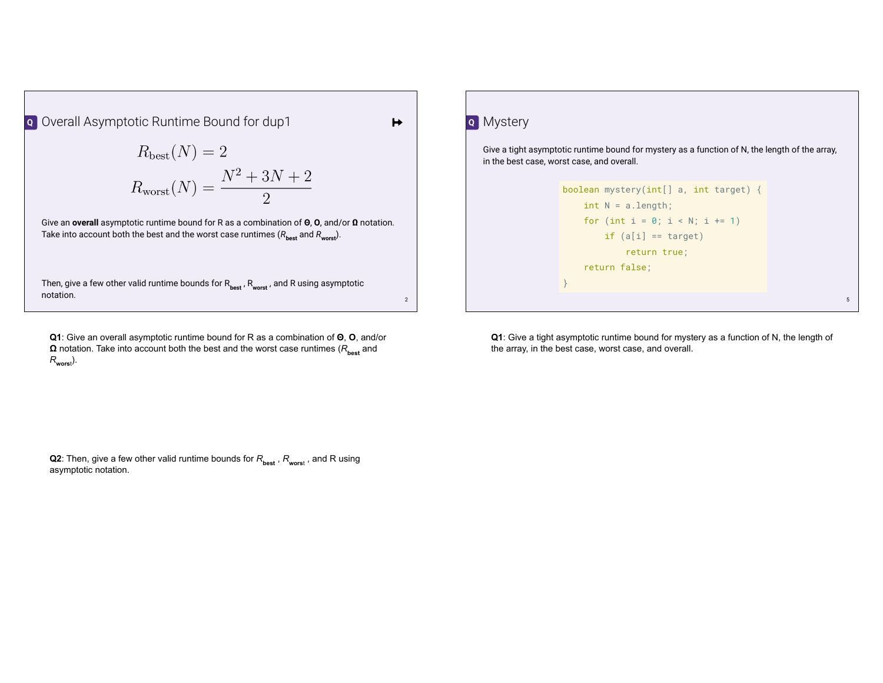## Overall Asymptotic Runtime Bound for dup1

$$R_{\text{best}}(N) = 2$$

$$R_{\text{worst}}(N) = \frac{N^2 + 3N + 2}{2}$$

Give an **overall** asymptotic runtime bound for R as a combination of **Θ**, **O**, and/or **Ω** notation. Take into account both the best and the worst case runtimes ($R_{best}$ and $R_{worst}$).

Then, give a few other valid runtime bounds for $R_{best}$, $R_{worst}$, and R using asymptotic notation.

**Q1**: Give an overall asymptotic runtime bound for R as a combination of **Θ**, **O**, and/or **Ω** notation. Take into account both the best and the worst case runtimes ($R_{best}$ and $R_{worst}$).

**Q2**: Then, give a few other valid runtime bounds for $R_{best}$, $R_{worst}$, and R using asymptotic notation.

## Mystery

Give a tight asymptotic runtime bound for mystery as a function of N, the length of the array, in the best case, worst case, and overall.

```
boolean mystery(int[] a, int target) {
    int N = a.length;
    for (int i = 0; i < N; i += 1)
        if (a[i] == target)
            return true;
    return false;
}
```

**Q1**: Give a tight asymptotic runtime bound for mystery as a function of N, the length of the array, in the best case, worst case, and overall.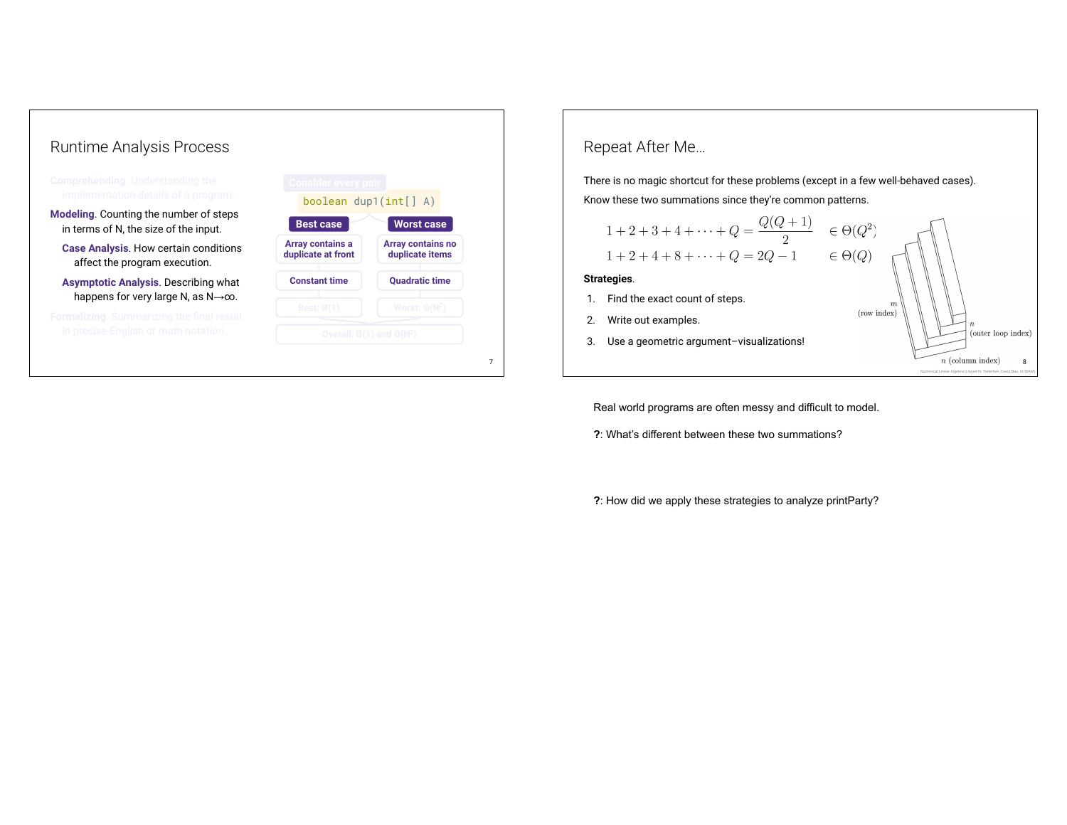## Runtime Analysis Process

Comprehending. Understanding the implementation details of a program.

**Modeling**. Counting the number of steps in terms of N, the size of the input.

- **Case Analysis**. How certain conditions affect the program execution.
- **Asymptotic Analysis**. Describing what happens for very large N, as N→∞.

Formalizing. Summarizing the final result in precise English or math notation.

Consider every pair

```
boolean dup1(int[] A)
```

| Best case | Worst case |
|---|---|
| Array contains a duplicate at front | Array contains no duplicate items |
| Constant time | Quadratic time |
| Best: Θ(1) | Worst: Θ(N²) |

Overall: Ω(1) and O(N²)

## Repeat After Me…

There is no magic shortcut for these problems (except in a few well-behaved cases).

Know these two summations since they're common patterns.

$$1 + 2 + 3 + 4 + \cdots + Q = \frac{Q(Q+1)}{2} \quad \in \Theta(Q^2)$$

$$1 + 2 + 4 + 8 + \cdots + Q = 2Q - 1 \quad \in \Theta(Q)$$

**Strategies**.

1. Find the exact count of steps.
2. Write out examples.
3. Use a geometric argument–visualizations!

$m$ (row index)

$n$ (outer loop index)

$n$ (column index)

Numerical Linear Algebra (Lloyd N. Trefethen, David Bau, III/SIAM)

Real world programs are often messy and difficult to model.

**?**: What's different between these two summations?

**?**: How did we apply these strategies to analyze printParty?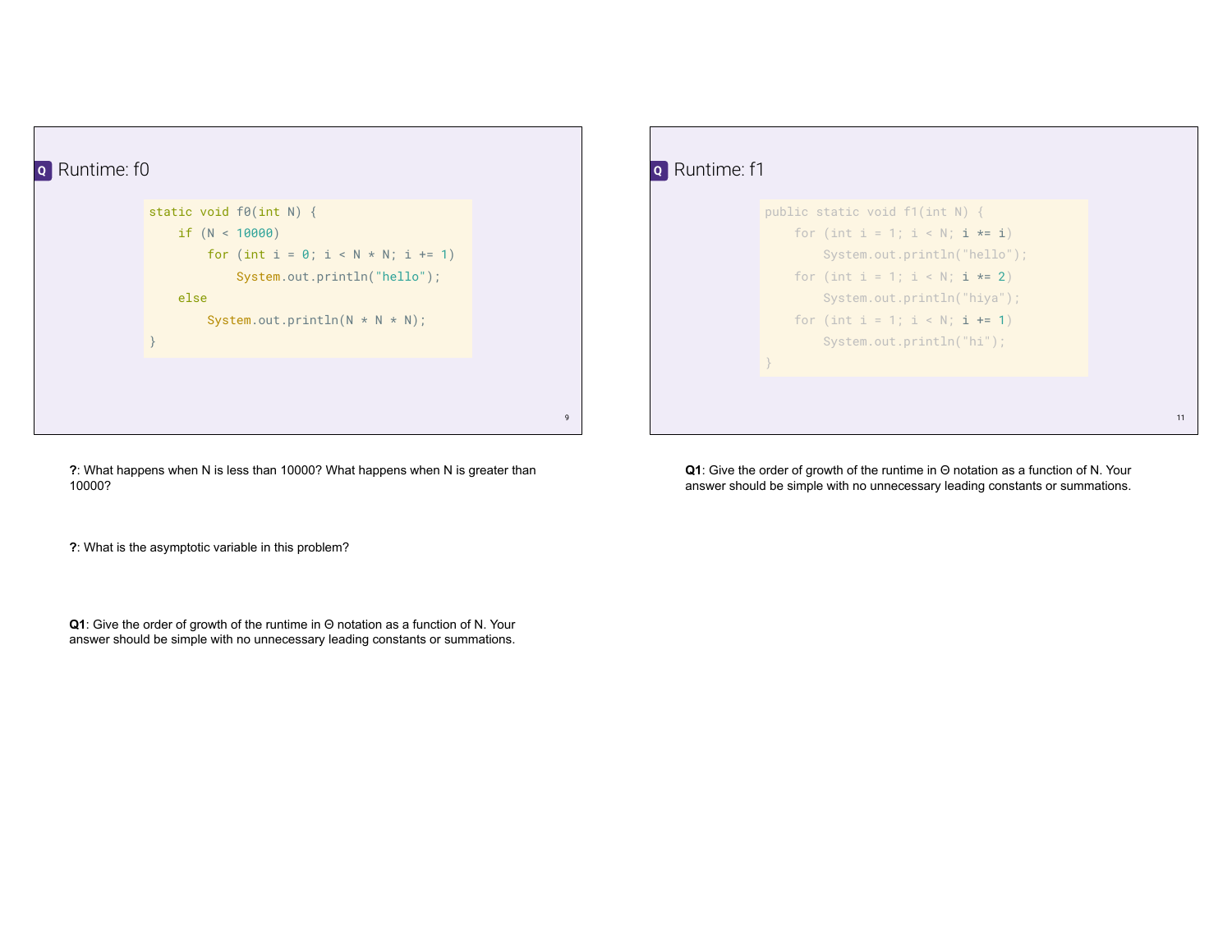## Runtime: f0

```java
static void f0(int N) {
    if (N < 10000)
        for (int i = 0; i < N * N; i += 1)
            System.out.println("hello");
    else
        System.out.println(N * N * N);
}
```

**?**: What happens when N is less than 10000? What happens when N is greater than 10000?

**?**: What is the asymptotic variable in this problem?

**Q1**: Give the order of growth of the runtime in Θ notation as a function of N. Your answer should be simple with no unnecessary leading constants or summations.

## Runtime: f1

```java
public static void f1(int N) {
    for (int i = 1; i < N; i *= i)
        System.out.println("hello");
    for (int i = 1; i < N; i *= 2)
        System.out.println("hiya");
    for (int i = 1; i < N; i += 1)
        System.out.println("hi");
}
```

**Q1**: Give the order of growth of the runtime in Θ notation as a function of N. Your answer should be simple with no unnecessary leading constants or summations.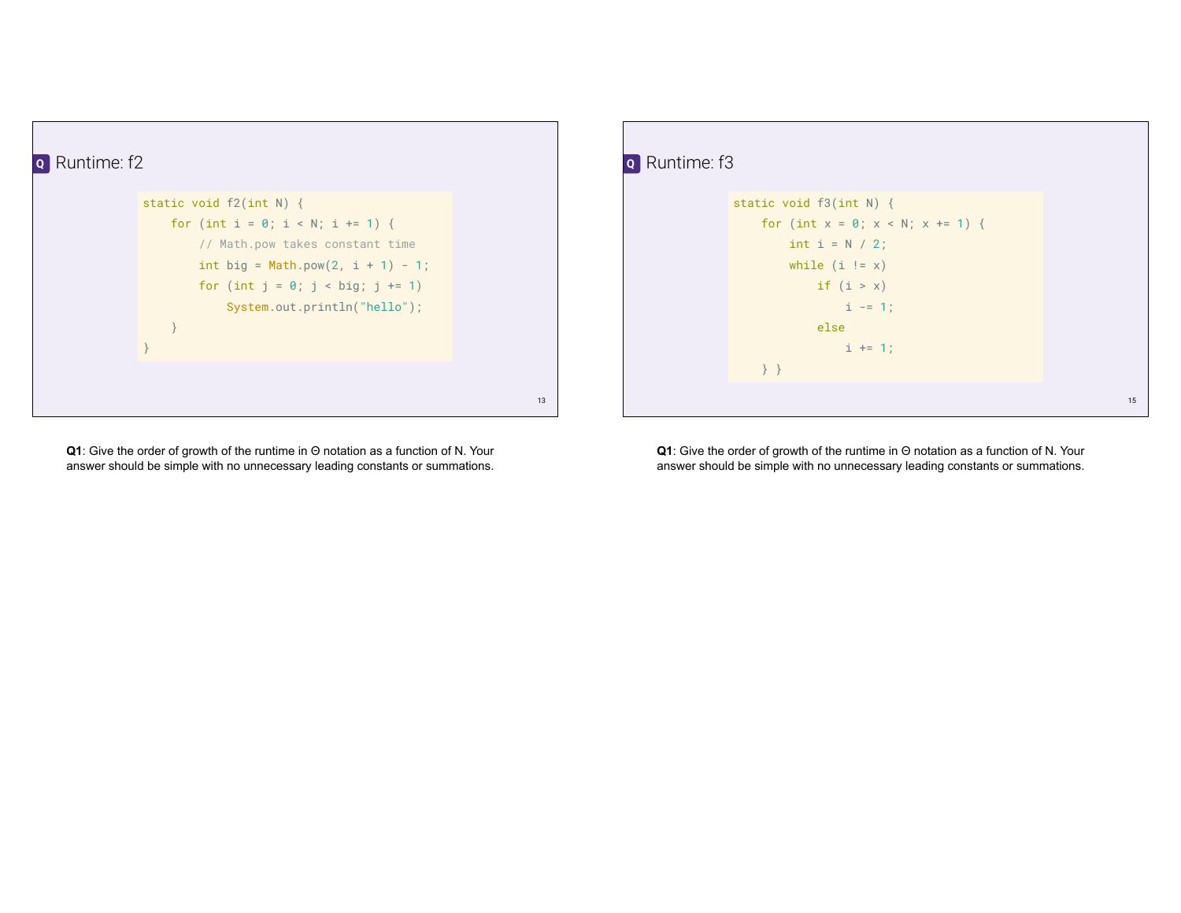## Runtime: f2

```java
static void f2(int N) {
    for (int i = 0; i < N; i += 1) {
        // Math.pow takes constant time
        int big = Math.pow(2, i + 1) - 1;
        for (int j = 0; j < big; j += 1)
            System.out.println("hello");
    }
}
```

**Q1**: Give the order of growth of the runtime in Θ notation as a function of N. Your answer should be simple with no unnecessary leading constants or summations.

## Runtime: f3

```java
static void f3(int N) {
    for (int x = 0; x < N; x += 1) {
        int i = N / 2;
        while (i != x)
            if (i > x)
                i -= 1;
            else
                i += 1;
    } }
```

**Q1**: Give the order of growth of the runtime in Θ notation as a function of N. Your answer should be simple with no unnecessary leading constants or summations.